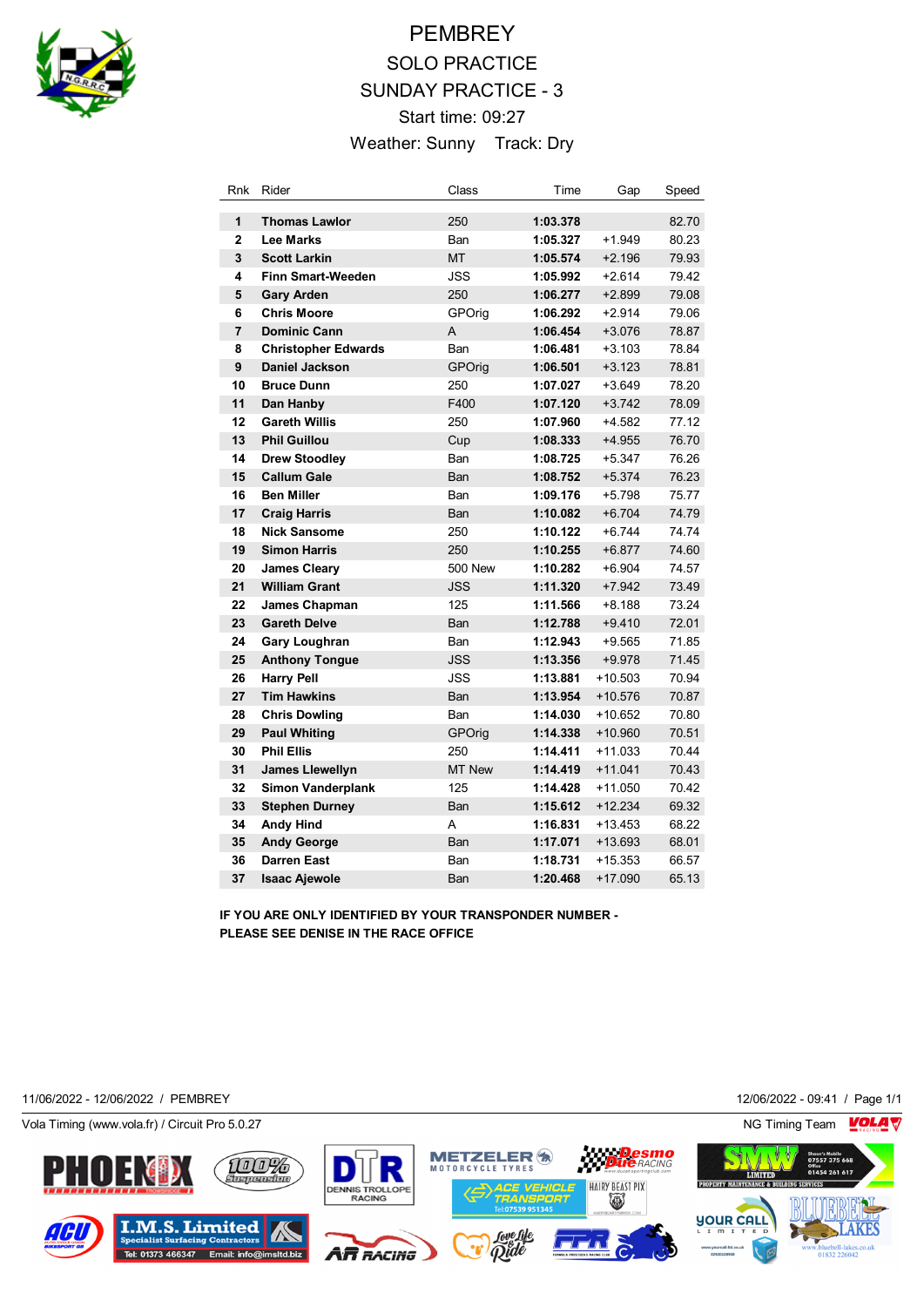# PEMBREY

## SOLO PRACTICE

## SUNDAY PRACTICE - 3

Start time: 09:27

Weather: Sunny    Track: Dry

| Rnk | Rider | Class | Time | Gap | Speed |
|---|---|---|---|---|---|
| 1 | **Thomas Lawlor** | 250 | **1:03.378** | | 82.70 |
| 2 | **Lee Marks** | Ban | **1:05.327** | +1.949 | 80.23 |
| 3 | **Scott Larkin** | MT | **1:05.574** | +2.196 | 79.93 |
| 4 | **Finn Smart-Weeden** | JSS | **1:05.992** | +2.614 | 79.42 |
| 5 | **Gary Arden** | 250 | **1:06.277** | +2.899 | 79.08 |
| 6 | **Chris Moore** | GPOrig | **1:06.292** | +2.914 | 79.06 |
| 7 | **Dominic Cann** | A | **1:06.454** | +3.076 | 78.87 |
| 8 | **Christopher Edwards** | Ban | **1:06.481** | +3.103 | 78.84 |
| 9 | **Daniel Jackson** | GPOrig | **1:06.501** | +3.123 | 78.81 |
| 10 | **Bruce Dunn** | 250 | **1:07.027** | +3.649 | 78.20 |
| 11 | **Dan Hanby** | F400 | **1:07.120** | +3.742 | 78.09 |
| 12 | **Gareth Willis** | 250 | **1:07.960** | +4.582 | 77.12 |
| 13 | **Phil Guillou** | Cup | **1:08.333** | +4.955 | 76.70 |
| 14 | **Drew Stoodley** | Ban | **1:08.725** | +5.347 | 76.26 |
| 15 | **Callum Gale** | Ban | **1:08.752** | +5.374 | 76.23 |
| 16 | **Ben Miller** | Ban | **1:09.176** | +5.798 | 75.77 |
| 17 | **Craig Harris** | Ban | **1:10.082** | +6.704 | 74.79 |
| 18 | **Nick Sansome** | 250 | **1:10.122** | +6.744 | 74.74 |
| 19 | **Simon Harris** | 250 | **1:10.255** | +6.877 | 74.60 |
| 20 | **James Cleary** | 500 New | **1:10.282** | +6.904 | 74.57 |
| 21 | **William Grant** | JSS | **1:11.320** | +7.942 | 73.49 |
| 22 | **James Chapman** | 125 | **1:11.566** | +8.188 | 73.24 |
| 23 | **Gareth Delve** | Ban | **1:12.788** | +9.410 | 72.01 |
| 24 | **Gary Loughran** | Ban | **1:12.943** | +9.565 | 71.85 |
| 25 | **Anthony Tongue** | JSS | **1:13.356** | +9.978 | 71.45 |
| 26 | **Harry Pell** | JSS | **1:13.881** | +10.503 | 70.94 |
| 27 | **Tim Hawkins** | Ban | **1:13.954** | +10.576 | 70.87 |
| 28 | **Chris Dowling** | Ban | **1:14.030** | +10.652 | 70.80 |
| 29 | **Paul Whiting** | GPOrig | **1:14.338** | +10.960 | 70.51 |
| 30 | **Phil Ellis** | 250 | **1:14.411** | +11.033 | 70.44 |
| 31 | **James Llewellyn** | MT New | **1:14.419** | +11.041 | 70.43 |
| 32 | **Simon Vanderplank** | 125 | **1:14.428** | +11.050 | 70.42 |
| 33 | **Stephen Durney** | Ban | **1:15.612** | +12.234 | 69.32 |
| 34 | **Andy Hind** | A | **1:16.831** | +13.453 | 68.22 |
| 35 | **Andy George** | Ban | **1:17.071** | +13.693 | 68.01 |
| 36 | **Darren East** | Ban | **1:18.731** | +15.353 | 66.57 |
| 37 | **Isaac Ajewole** | Ban | **1:20.468** | +17.090 | 65.13 |

**IF YOU ARE ONLY IDENTIFIED BY YOUR TRANSPONDER NUMBER - PLEASE SEE DENISE IN THE RACE OFFICE**

11/06/2022 - 12/06/2022 / PEMBREY    12/06/2022 - 09:41

Vola Timing (www.vola.fr) / Circuit Pro 5.0.27    NG Timing Team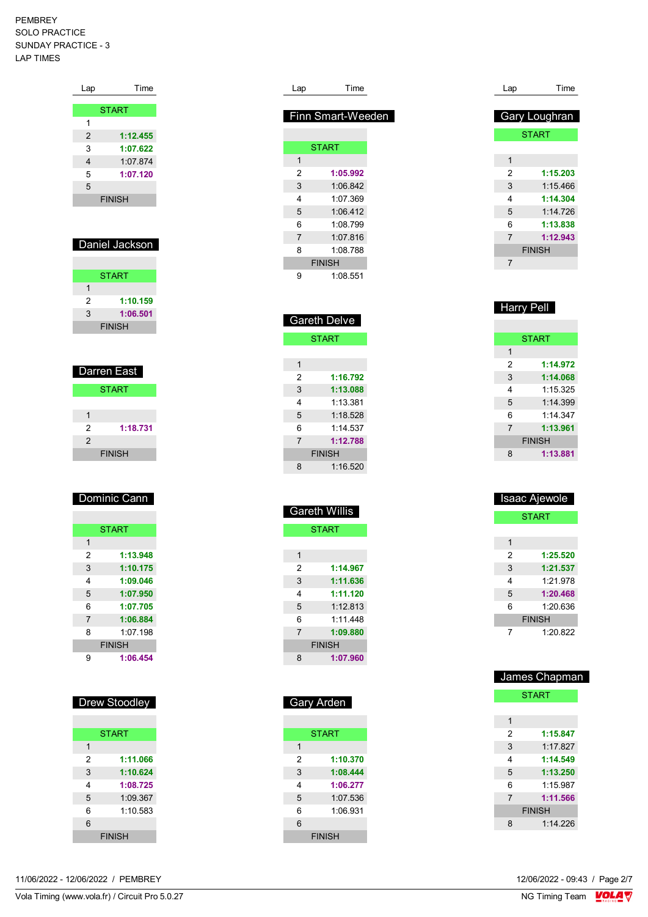PEMBREY
SOLO PRACTICE
SUNDAY PRACTICE - 3
LAP TIMES

| Lap | Time |
|---|---|
| START | |
| 1 | |
| 2 | **1:12.455** |
| 3 | **1:07.622** |
| 4 | 1:07.874 |
| 5 | **1:07.120** |
| 5 | |
| FINISH | |

### Daniel Jackson

| Lap | Time |
|---|---|
| START | |
| 1 | |
| 2 | **1:10.159** |
| 3 | **1:06.501** |
| FINISH | |

### Darren East

| Lap | Time |
|---|---|
| START | |
| 1 | |
| 2 | **1:18.731** |
| 2 | |
| FINISH | |

### Dominic Cann

| Lap | Time |
|---|---|
| START | |
| 1 | |
| 2 | **1:13.948** |
| 3 | **1:10.175** |
| 4 | **1:09.046** |
| 5 | **1:07.950** |
| 6 | **1:07.705** |
| 7 | **1:06.884** |
| 8 | 1:07.198 |
| FINISH | |
| 9 | **1:06.454** |

### Drew Stoodley

| Lap | Time |
|---|---|
| START | |
| 1 | |
| 2 | **1:11.066** |
| 3 | **1:10.624** |
| 4 | **1:08.725** |
| 5 | 1:09.367 |
| 6 | 1:10.583 |
| 6 | |
| FINISH | |

### Finn Smart-Weeden

| Lap | Time |
|---|---|
| START | |
| 1 | |
| 2 | **1:05.992** |
| 3 | 1:06.842 |
| 4 | 1:07.369 |
| 5 | 1:06.412 |
| 6 | 1:08.799 |
| 7 | 1:07.816 |
| 8 | 1:08.788 |
| FINISH | |
| 9 | 1:08.551 |

### Gareth Delve

| Lap | Time |
|---|---|
| START | |
| 1 | |
| 2 | **1:16.792** |
| 3 | **1:13.088** |
| 4 | 1:13.381 |
| 5 | 1:18.528 |
| 6 | 1:14.537 |
| 7 | **1:12.788** |
| FINISH | |
| 8 | 1:16.520 |

### Gareth Willis

| Lap | Time |
|---|---|
| START | |
| 1 | |
| 2 | **1:14.967** |
| 3 | **1:11.636** |
| 4 | **1:11.120** |
| 5 | 1:12.813 |
| 6 | 1:11.448 |
| 7 | **1:09.880** |
| FINISH | |
| 8 | **1:07.960** |

### Gary Arden

| Lap | Time |
|---|---|
| START | |
| 1 | |
| 2 | **1:10.370** |
| 3 | **1:08.444** |
| 4 | **1:06.277** |
| 5 | 1:07.536 |
| 6 | 1:06.931 |
| 6 | |
| FINISH | |

### Gary Loughran

| Lap | Time |
|---|---|
| START | |
| 1 | |
| 2 | **1:15.203** |
| 3 | 1:15.466 |
| 4 | **1:14.304** |
| 5 | 1:14.726 |
| 6 | **1:13.838** |
| 7 | **1:12.943** |
| FINISH | |
| 7 | |

### Harry Pell

| Lap | Time |
|---|---|
| START | |
| 1 | |
| 2 | **1:14.972** |
| 3 | **1:14.068** |
| 4 | 1:15.325 |
| 5 | 1:14.399 |
| 6 | 1:14.347 |
| 7 | **1:13.961** |
| FINISH | |
| 8 | **1:13.881** |

### Isaac Ajewole

| Lap | Time |
|---|---|
| START | |
| 1 | |
| 2 | **1:25.520** |
| 3 | **1:21.537** |
| 4 | 1:21.978 |
| 5 | **1:20.468** |
| 6 | 1:20.636 |
| FINISH | |
| 7 | 1:20.822 |

### James Chapman

| Lap | Time |
|---|---|
| START | |
| 1 | |
| 2 | **1:15.847** |
| 3 | 1:17.827 |
| 4 | **1:14.549** |
| 5 | **1:13.250** |
| 6 | 1:15.987 |
| 7 | **1:11.566** |
| FINISH | |
| 8 | 1:14.226 |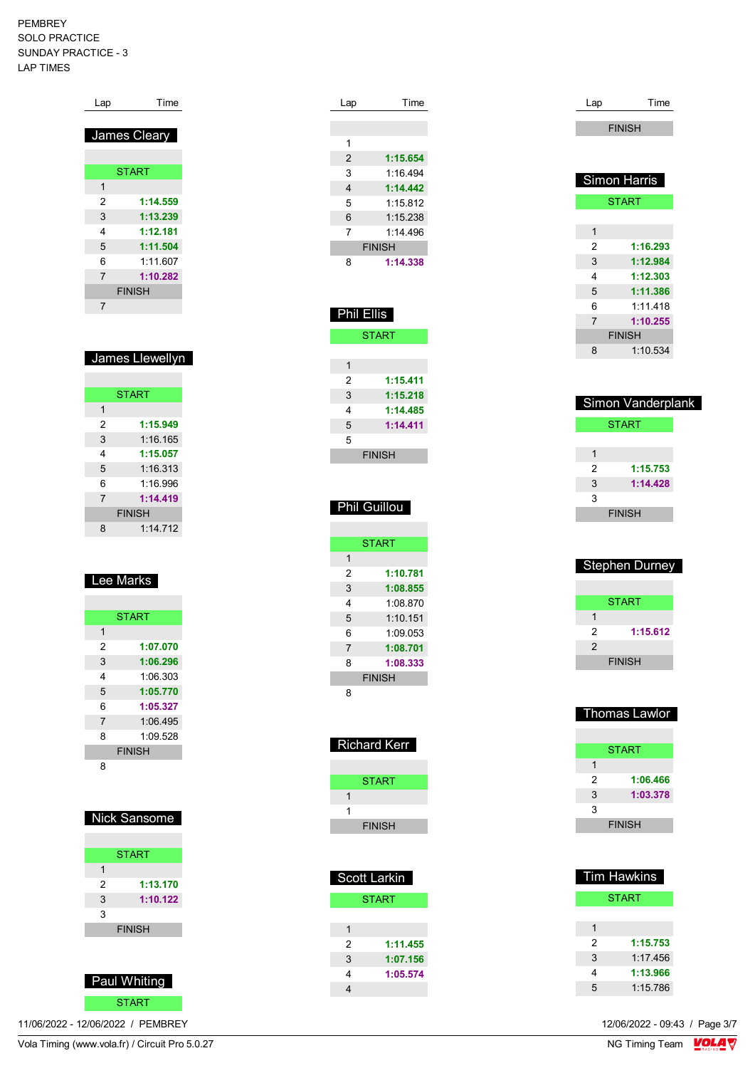PEMBREY
SOLO PRACTICE
SUNDAY PRACTICE - 3
LAP TIMES

## James Cleary

| Lap | Time |
|---|---|
| START | |
| 1 | |
| 2 | **1:14.559** |
| 3 | **1:13.239** |
| 4 | **1:12.181** |
| 5 | **1:11.504** |
| 6 | 1:11.607 |
| 7 | **1:10.282** |
| FINISH | |
| 7 | |

## James Llewellyn

| Lap | Time |
|---|---|
| START | |
| 1 | |
| 2 | **1:15.949** |
| 3 | 1:16.165 |
| 4 | **1:15.057** |
| 5 | 1:16.313 |
| 6 | 1:16.996 |
| 7 | **1:14.419** |
| FINISH | |
| 8 | 1:14.712 |

## Lee Marks

| Lap | Time |
|---|---|
| START | |
| 1 | |
| 2 | **1:07.070** |
| 3 | **1:06.296** |
| 4 | 1:06.303 |
| 5 | **1:05.770** |
| 6 | **1:05.327** |
| 7 | 1:06.495 |
| 8 | 1:09.528 |
| FINISH | |
| 8 | |

## Nick Sansome

| Lap | Time |
|---|---|
| START | |
| 1 | |
| 2 | **1:13.170** |
| 3 | **1:10.122** |
| 3 | |
| FINISH | |

## Paul Whiting

| Lap | Time |
|---|---|
| START | |
| 1 | |
| 2 | **1:15.654** |
| 3 | 1:16.494 |
| 4 | **1:14.442** |
| 5 | 1:15.812 |
| 6 | 1:15.238 |
| 7 | 1:14.496 |
| FINISH | |
| 8 | **1:14.338** |

## Phil Ellis

| Lap | Time |
|---|---|
| START | |
| 1 | |
| 2 | **1:15.411** |
| 3 | **1:15.218** |
| 4 | **1:14.485** |
| 5 | **1:14.411** |
| 5 | |
| FINISH | |

## Phil Guillou

| Lap | Time |
|---|---|
| START | |
| 1 | |
| 2 | **1:10.781** |
| 3 | **1:08.855** |
| 4 | 1:08.870 |
| 5 | 1:10.151 |
| 6 | 1:09.053 |
| 7 | **1:08.701** |
| 8 | **1:08.333** |
| FINISH | |
| 8 | |

## Richard Kerr

| Lap | Time |
|---|---|
| START | |
| 1 | |
| 1 | |
| FINISH | |

## Scott Larkin

| Lap | Time |
|---|---|
| START | |
| 1 | |
| 2 | **1:11.455** |
| 3 | **1:07.156** |
| 4 | **1:05.574** |
| 4 | |
| FINISH | |

## Simon Harris

| Lap | Time |
|---|---|
| START | |
| 1 | |
| 2 | **1:16.293** |
| 3 | **1:12.984** |
| 4 | **1:12.303** |
| 5 | **1:11.386** |
| 6 | 1:11.418 |
| 7 | **1:10.255** |
| FINISH | |
| 8 | 1:10.534 |

## Simon Vanderplank

| Lap | Time |
|---|---|
| START | |
| 1 | |
| 2 | **1:15.753** |
| 3 | **1:14.428** |
| 3 | |
| FINISH | |

## Stephen Durney

| Lap | Time |
|---|---|
| START | |
| 1 | |
| 2 | **1:15.612** |
| 2 | |
| FINISH | |

## Thomas Lawlor

| Lap | Time |
|---|---|
| START | |
| 1 | |
| 2 | **1:06.466** |
| 3 | **1:03.378** |
| 3 | |
| FINISH | |

## Tim Hawkins

| Lap | Time |
|---|---|
| START | |
| 1 | |
| 2 | **1:15.753** |
| 3 | 1:17.456 |
| 4 | **1:13.966** |
| 5 | 1:15.786 |

11/06/2022 - 12/06/2022 / PEMBREY

Vola Timing (www.vola.fr) / Circuit Pro 5.0.27

12/06/2022 - 09:43

NG Timing Team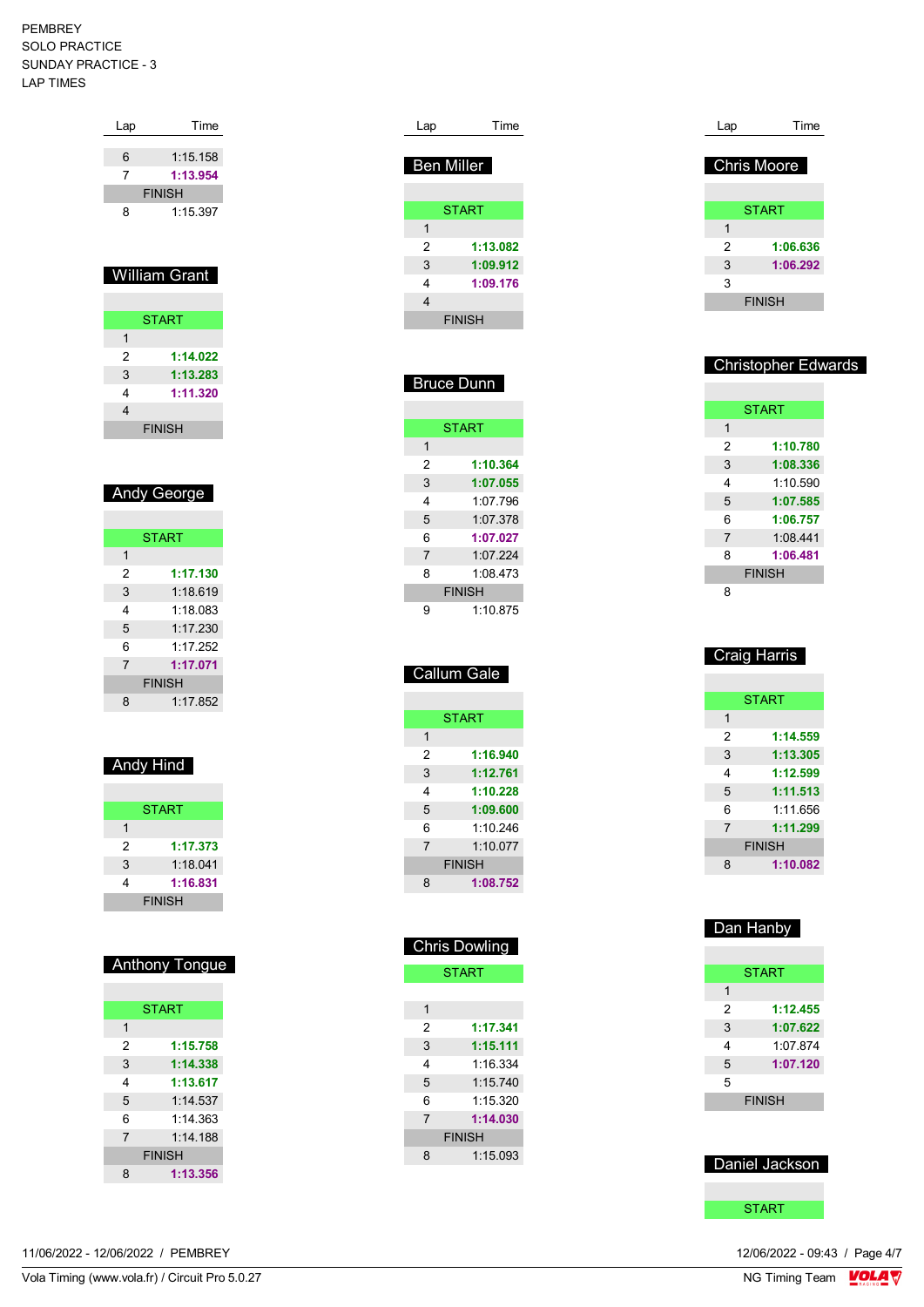PEMBREY
SOLO PRACTICE
SUNDAY PRACTICE - 3
LAP TIMES

| Lap | Time |
|---|---|
| 6 | 1:15.158 |
| 7 | **1:13.954** |
| FINISH | |
| 8 | 1:15.397 |

## William Grant

| Lap | Time |
|---|---|
| START | |
| 1 | |
| 2 | **1:14.022** |
| 3 | **1:13.283** |
| 4 | **1:11.320** |
| 4 | |
| FINISH | |

## Andy George

| Lap | Time |
|---|---|
| START | |
| 1 | |
| 2 | **1:17.130** |
| 3 | 1:18.619 |
| 4 | 1:18.083 |
| 5 | 1:17.230 |
| 6 | 1:17.252 |
| 7 | **1:17.071** |
| FINISH | |
| 8 | 1:17.852 |

## Andy Hind

| Lap | Time |
|---|---|
| START | |
| 1 | |
| 2 | **1:17.373** |
| 3 | 1:18.041 |
| 4 | **1:16.831** |
| FINISH | |

## Anthony Tongue

| Lap | Time |
|---|---|
| START | |
| 1 | |
| 2 | **1:15.758** |
| 3 | **1:14.338** |
| 4 | **1:13.617** |
| 5 | 1:14.537 |
| 6 | 1:14.363 |
| 7 | 1:14.188 |
| FINISH | |
| 8 | **1:13.356** |

## Ben Miller

| Lap | Time |
|---|---|
| START | |
| 1 | |
| 2 | **1:13.082** |
| 3 | **1:09.912** |
| 4 | **1:09.176** |
| 4 | |
| FINISH | |

## Bruce Dunn

| Lap | Time |
|---|---|
| START | |
| 1 | |
| 2 | **1:10.364** |
| 3 | **1:07.055** |
| 4 | 1:07.796 |
| 5 | 1:07.378 |
| 6 | **1:07.027** |
| 7 | 1:07.224 |
| 8 | 1:08.473 |
| FINISH | |
| 9 | 1:10.875 |

## Callum Gale

| Lap | Time |
|---|---|
| START | |
| 1 | |
| 2 | **1:16.940** |
| 3 | **1:12.761** |
| 4 | **1:10.228** |
| 5 | **1:09.600** |
| 6 | 1:10.246 |
| 7 | 1:10.077 |
| FINISH | |
| 8 | **1:08.752** |

## Chris Dowling

| Lap | Time |
|---|---|
| START | |
| 1 | |
| 2 | **1:17.341** |
| 3 | **1:15.111** |
| 4 | 1:16.334 |
| 5 | 1:15.740 |
| 6 | 1:15.320 |
| 7 | **1:14.030** |
| FINISH | |
| 8 | 1:15.093 |

## Chris Moore

| Lap | Time |
|---|---|
| START | |
| 1 | |
| 2 | **1:06.636** |
| 3 | **1:06.292** |
| 3 | |
| FINISH | |

## Christopher Edwards

| Lap | Time |
|---|---|
| START | |
| 1 | |
| 2 | **1:10.780** |
| 3 | **1:08.336** |
| 4 | 1:10.590 |
| 5 | **1:07.585** |
| 6 | **1:06.757** |
| 7 | 1:08.441 |
| 8 | **1:06.481** |
| FINISH | |
| 8 | |

## Craig Harris

| Lap | Time |
|---|---|
| START | |
| 1 | |
| 2 | **1:14.559** |
| 3 | **1:13.305** |
| 4 | **1:12.599** |
| 5 | **1:11.513** |
| 6 | 1:11.656 |
| 7 | **1:11.299** |
| FINISH | |
| 8 | **1:10.082** |

## Dan Hanby

| Lap | Time |
|---|---|
| START | |
| 1 | |
| 2 | **1:12.455** |
| 3 | **1:07.622** |
| 4 | 1:07.874 |
| 5 | **1:07.120** |
| 5 | |
| FINISH | |

## Daniel Jackson

| Lap | Time |
|---|---|
| START | |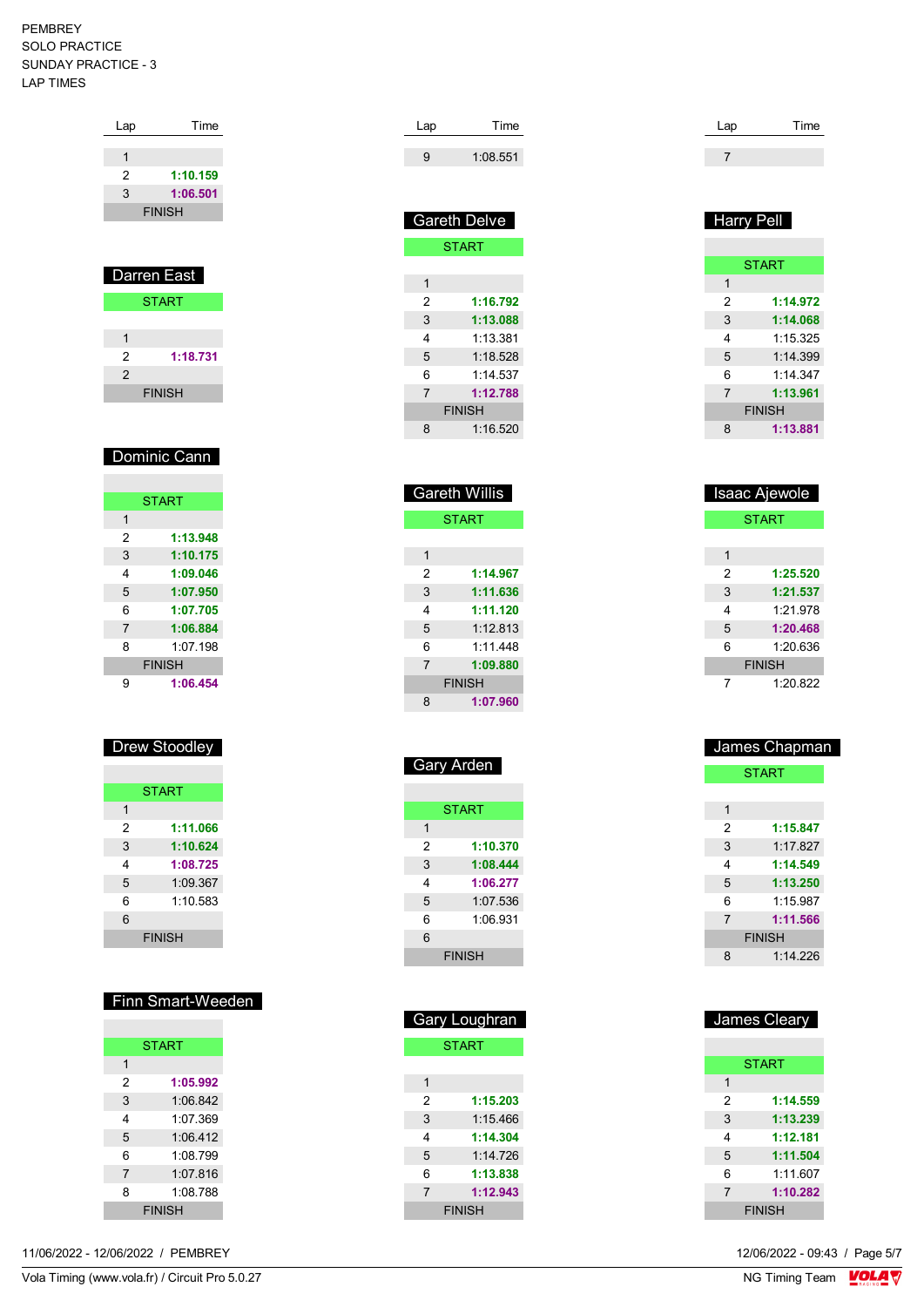PEMBREY
SOLO PRACTICE
SUNDAY PRACTICE - 3
LAP TIMES

| Lap | Time |
|---|---|
| 1 | |
| 2 | **1:10.159** |
| 3 | **1:06.501** |
| FINISH | |

## Darren East

| Lap | Time |
|---|---|
| START | |
| 1 | |
| 2 | **1:18.731** |
| 2 | |
| FINISH | |

## Dominic Cann

| Lap | Time |
|---|---|
| START | |
| 1 | |
| 2 | **1:13.948** |
| 3 | **1:10.175** |
| 4 | **1:09.046** |
| 5 | **1:07.950** |
| 6 | **1:07.705** |
| 7 | **1:06.884** |
| 8 | 1:07.198 |
| FINISH | |
| 9 | **1:06.454** |

## Drew Stoodley

| Lap | Time |
|---|---|
| START | |
| 1 | |
| 2 | **1:11.066** |
| 3 | **1:10.624** |
| 4 | **1:08.725** |
| 5 | 1:09.367 |
| 6 | 1:10.583 |
| 6 | |
| FINISH | |

## Finn Smart-Weeden

| Lap | Time |
|---|---|
| START | |
| 1 | |
| 2 | **1:05.992** |
| 3 | 1:06.842 |
| 4 | 1:07.369 |
| 5 | 1:06.412 |
| 6 | 1:08.799 |
| 7 | 1:07.816 |
| 8 | 1:08.788 |
| FINISH | |

| Lap | Time |
|---|---|
| 9 | 1:08.551 |

## Gareth Delve

| Lap | Time |
|---|---|
| START | |
| 1 | |
| 2 | **1:16.792** |
| 3 | **1:13.088** |
| 4 | 1:13.381 |
| 5 | 1:18.528 |
| 6 | 1:14.537 |
| 7 | **1:12.788** |
| FINISH | |
| 8 | 1:16.520 |

## Gareth Willis

| Lap | Time |
|---|---|
| START | |
| 1 | |
| 2 | **1:14.967** |
| 3 | **1:11.636** |
| 4 | **1:11.120** |
| 5 | 1:12.813 |
| 6 | 1:11.448 |
| 7 | **1:09.880** |
| FINISH | |
| 8 | **1:07.960** |

## Gary Arden

| Lap | Time |
|---|---|
| START | |
| 1 | |
| 2 | **1:10.370** |
| 3 | **1:08.444** |
| 4 | **1:06.277** |
| 5 | 1:07.536 |
| 6 | 1:06.931 |
| 6 | |
| FINISH | |

## Gary Loughran

| Lap | Time |
|---|---|
| START | |
| 1 | |
| 2 | **1:15.203** |
| 3 | 1:15.466 |
| 4 | **1:14.304** |
| 5 | 1:14.726 |
| 6 | **1:13.838** |
| 7 | **1:12.943** |
| FINISH | |

| Lap | Time |
|---|---|
| 7 | |

## Harry Pell

| Lap | Time |
|---|---|
| START | |
| 1 | |
| 2 | **1:14.972** |
| 3 | **1:14.068** |
| 4 | 1:15.325 |
| 5 | 1:14.399 |
| 6 | 1:14.347 |
| 7 | **1:13.961** |
| FINISH | |
| 8 | **1:13.881** |

## Isaac Ajewole

| Lap | Time |
|---|---|
| START | |
| 1 | |
| 2 | **1:25.520** |
| 3 | **1:21.537** |
| 4 | 1:21.978 |
| 5 | **1:20.468** |
| 6 | 1:20.636 |
| FINISH | |
| 7 | 1:20.822 |

## James Chapman

| Lap | Time |
|---|---|
| START | |
| 1 | |
| 2 | **1:15.847** |
| 3 | 1:17.827 |
| 4 | **1:14.549** |
| 5 | **1:13.250** |
| 6 | 1:15.987 |
| 7 | **1:11.566** |
| FINISH | |
| 8 | 1:14.226 |

## James Cleary

| Lap | Time |
|---|---|
| START | |
| 1 | |
| 2 | **1:14.559** |
| 3 | **1:13.239** |
| 4 | **1:12.181** |
| 5 | **1:11.504** |
| 6 | 1:11.607 |
| 7 | **1:10.282** |
| FINISH | |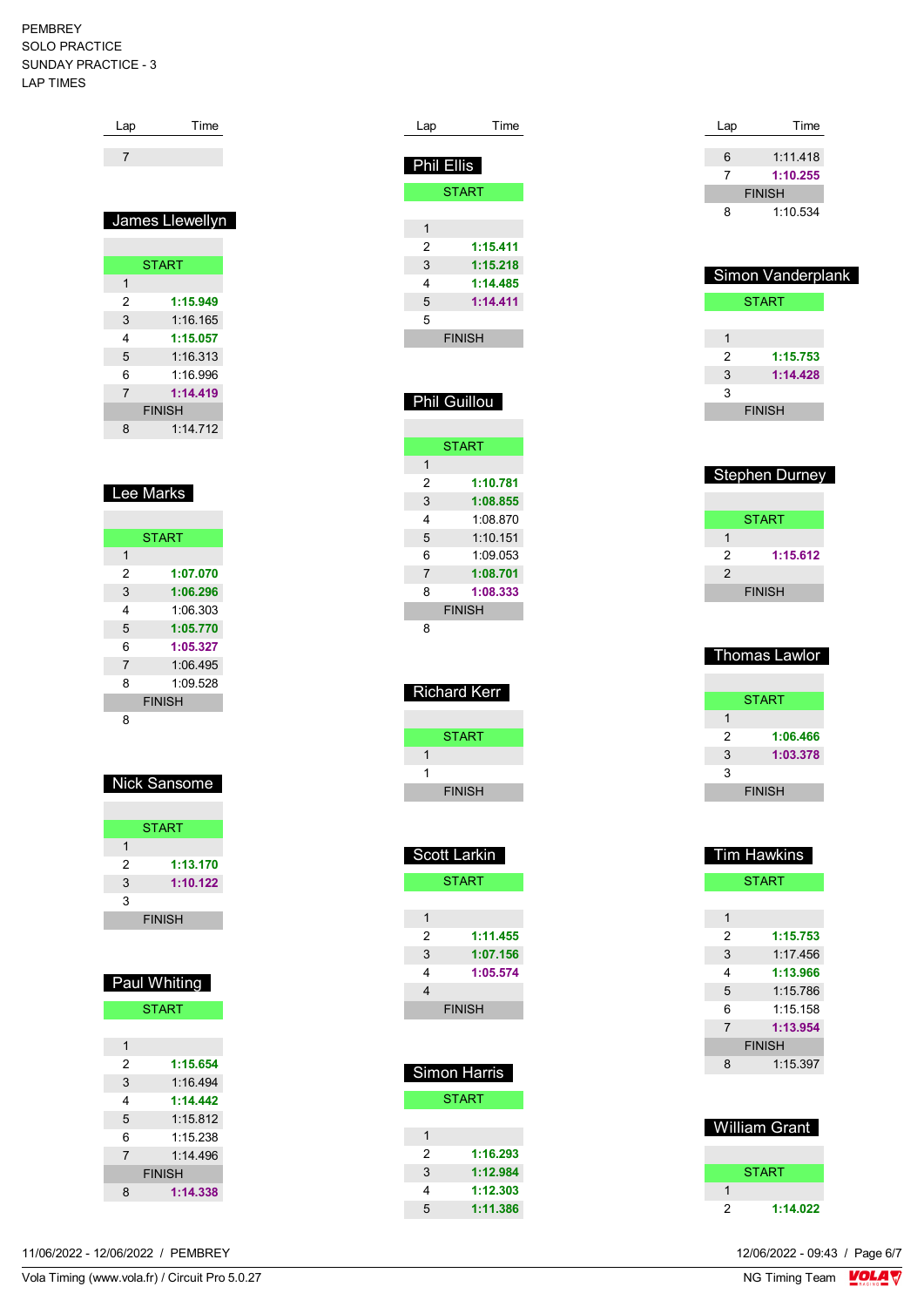PEMBREY
SOLO PRACTICE
SUNDAY PRACTICE - 3
LAP TIMES

| Lap | Time |
|---|---|
| 7 | |

## James Llewellyn

| Lap | Time |
|---|---|
| START | |
| 1 | |
| 2 | **1:15.949** |
| 3 | 1:16.165 |
| 4 | **1:15.057** |
| 5 | 1:16.313 |
| 6 | 1:16.996 |
| 7 | **1:14.419** |
| FINISH | |
| 8 | 1:14.712 |

## Lee Marks

| Lap | Time |
|---|---|
| START | |
| 1 | |
| 2 | **1:07.070** |
| 3 | **1:06.296** |
| 4 | 1:06.303 |
| 5 | **1:05.770** |
| 6 | **1:05.327** |
| 7 | 1:06.495 |
| 8 | 1:09.528 |
| FINISH | |
| 8 | |

## Nick Sansome

| Lap | Time |
|---|---|
| START | |
| 1 | |
| 2 | **1:13.170** |
| 3 | **1:10.122** |
| 3 | |
| FINISH | |

## Paul Whiting

| Lap | Time |
|---|---|
| START | |
| 1 | |
| 2 | **1:15.654** |
| 3 | 1:16.494 |
| 4 | **1:14.442** |
| 5 | 1:15.812 |
| 6 | 1:15.238 |
| 7 | 1:14.496 |
| FINISH | |
| 8 | **1:14.338** |

## Phil Ellis

| Lap | Time |
|---|---|
| START | |
| 1 | |
| 2 | **1:15.411** |
| 3 | **1:15.218** |
| 4 | **1:14.485** |
| 5 | **1:14.411** |
| 5 | |
| FINISH | |

## Phil Guillou

| Lap | Time |
|---|---|
| START | |
| 1 | |
| 2 | **1:10.781** |
| 3 | **1:08.855** |
| 4 | 1:08.870 |
| 5 | 1:10.151 |
| 6 | 1:09.053 |
| 7 | **1:08.701** |
| 8 | **1:08.333** |
| FINISH | |
| 8 | |

## Richard Kerr

| Lap | Time |
|---|---|
| START | |
| 1 | |
| 1 | |
| FINISH | |

## Scott Larkin

| Lap | Time |
|---|---|
| START | |
| 1 | |
| 2 | **1:11.455** |
| 3 | **1:07.156** |
| 4 | **1:05.574** |
| 4 | |
| FINISH | |

## Simon Harris

| Lap | Time |
|---|---|
| START | |
| 1 | |
| 2 | **1:16.293** |
| 3 | **1:12.984** |
| 4 | **1:12.303** |
| 5 | **1:11.386** |
| 6 | 1:11.418 |
| 7 | **1:10.255** |
| FINISH | |
| 8 | 1:10.534 |

## Simon Vanderplank

| Lap | Time |
|---|---|
| START | |
| 1 | |
| 2 | **1:15.753** |
| 3 | **1:14.428** |
| 3 | |
| FINISH | |

## Stephen Durney

| Lap | Time |
|---|---|
| START | |
| 1 | |
| 2 | **1:15.612** |
| 2 | |
| FINISH | |

## Thomas Lawlor

| Lap | Time |
|---|---|
| START | |
| 1 | |
| 2 | **1:06.466** |
| 3 | **1:03.378** |
| 3 | |
| FINISH | |

## Tim Hawkins

| Lap | Time |
|---|---|
| START | |
| 1 | |
| 2 | **1:15.753** |
| 3 | 1:17.456 |
| 4 | **1:13.966** |
| 5 | 1:15.786 |
| 6 | 1:15.158 |
| 7 | **1:13.954** |
| FINISH | |
| 8 | 1:15.397 |

## William Grant

| Lap | Time |
|---|---|
| START | |
| 1 | |
| 2 | **1:14.022** |

11/06/2022 - 12/06/2022 / PEMBREY

12/06/2022 - 09:43

Vola Timing (www.vola.fr) / Circuit Pro 5.0.27

NG Timing Team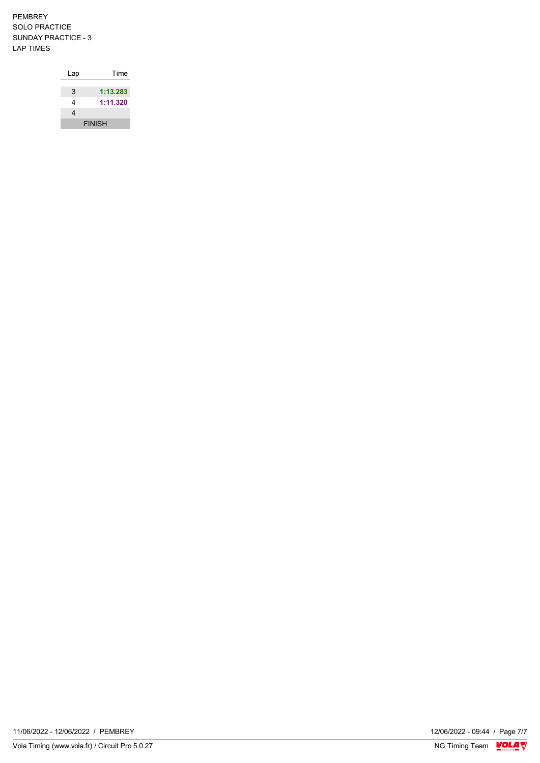PEMBREY
SOLO PRACTICE
SUNDAY PRACTICE - 3
LAP TIMES

| Lap | Time |
|---|---|
| 3 | **1:13.283** |
| 4 | **1:11.320** |
| 4 | |
| FINISH | |

11/06/2022 - 12/06/2022 / PEMBREY

12/06/2022 - 09:44

Vola Timing (www.vola.fr) / Circuit Pro 5.0.27

NG Timing Team